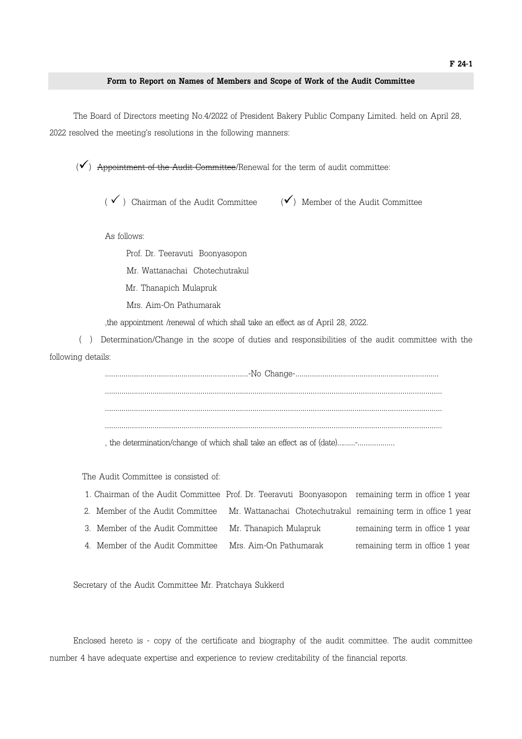F 24-1

## Form to Report on Names of Members and Scope of Work of the Audit Committee

The Board of Directors meeting No.4/2022 of President Bakery Public Company Limited. held on April 28, 2022 resolved the meeting's resolutions in the following manners:

(✓) ~~Appointment of the Audit Committee~~/Renewal for the term of audit committee:

( ✓ ) Chairman of the Audit Committee (✓) Member of the Audit Committee

As follows:

Prof. Dr. Teeravuti Boonyasopon

Mr. Wattanachai Chotechutrakul

Mr. Thanapich Mulapruk

Mrs. Aim-On Pathumarak

,the appointment /renewal of which shall take an effect as of April 28, 2022.

( ) Determination/Change in the scope of duties and responsibilities of the audit committee with the following details:

......................................................................-No Change-......................................................................

.................................................................................................................................................................

.................................................................................................................................................................

.................................................................................................................................................................

, the determination/change of which shall take an effect as of (date).........-..................

The Audit Committee is consisted of:

1. Chairman of the Audit Committee Prof. Dr. Teeravuti Boonyasopon remaining term in office 1 year
2. Member of the Audit Committee Mr. Wattanachai Chotechutrakul remaining term in office 1 year
3. Member of the Audit Committee Mr. Thanapich Mulapruk remaining term in office 1 year
4. Member of the Audit Committee Mrs. Aim-On Pathumarak remaining term in office 1 year

Secretary of the Audit Committee Mr. Pratchaya Sukkerd

Enclosed hereto is - copy of the certificate and biography of the audit committee. The audit committee number 4 have adequate expertise and experience to review creditability of the financial reports.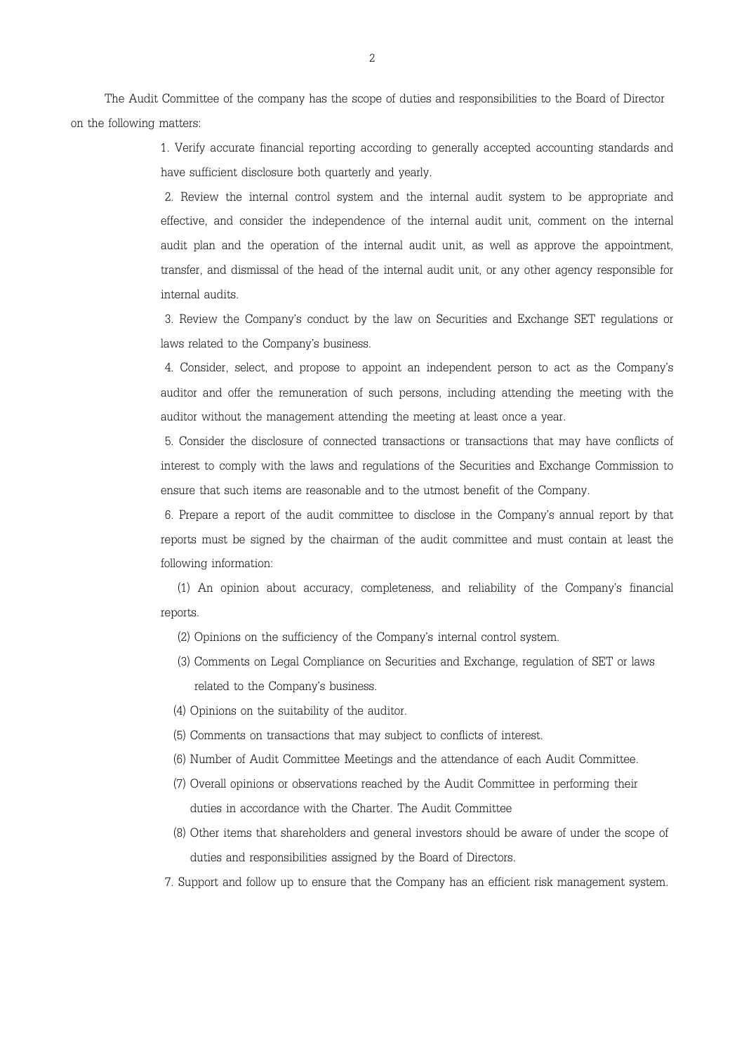The Audit Committee of the company has the scope of duties and responsibilities to the Board of Director on the following matters:

1. Verify accurate financial reporting according to generally accepted accounting standards and have sufficient disclosure both quarterly and yearly.
2. Review the internal control system and the internal audit system to be appropriate and effective, and consider the independence of the internal audit unit, comment on the internal audit plan and the operation of the internal audit unit, as well as approve the appointment, transfer, and dismissal of the head of the internal audit unit, or any other agency responsible for internal audits.
3. Review the Company's conduct by the law on Securities and Exchange SET regulations or laws related to the Company's business.
4. Consider, select, and propose to appoint an independent person to act as the Company's auditor and offer the remuneration of such persons, including attending the meeting with the auditor without the management attending the meeting at least once a year.
5. Consider the disclosure of connected transactions or transactions that may have conflicts of interest to comply with the laws and regulations of the Securities and Exchange Commission to ensure that such items are reasonable and to the utmost benefit of the Company.
6. Prepare a report of the audit committee to disclose in the Company's annual report by that reports must be signed by the chairman of the audit committee and must contain at least the following information:

   (1) An opinion about accuracy, completeness, and reliability of the Company's financial reports.

   (2) Opinions on the sufficiency of the Company's internal control system.

   (3) Comments on Legal Compliance on Securities and Exchange, regulation of SET or laws related to the Company's business.

   (4) Opinions on the suitability of the auditor.

   (5) Comments on transactions that may subject to conflicts of interest.

   (6) Number of Audit Committee Meetings and the attendance of each Audit Committee.

   (7) Overall opinions or observations reached by the Audit Committee in performing their duties in accordance with the Charter. The Audit Committee

   (8) Other items that shareholders and general investors should be aware of under the scope of duties and responsibilities assigned by the Board of Directors.

7. Support and follow up to ensure that the Company has an efficient risk management system.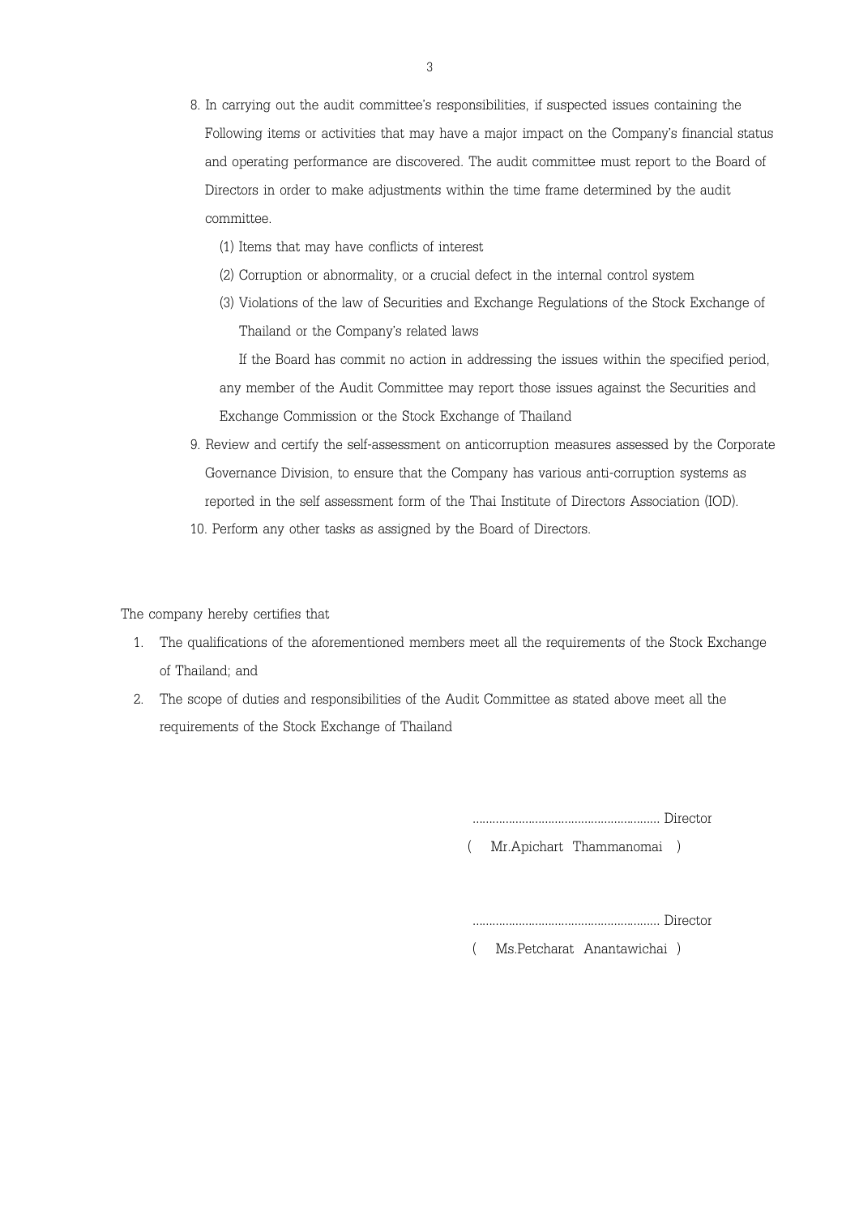8. In carrying out the audit committee's responsibilities, if suspected issues containing the Following items or activities that may have a major impact on the Company's financial status and operating performance are discovered. The audit committee must report to the Board of Directors in order to make adjustments within the time frame determined by the audit committee.

   (1) Items that may have conflicts of interest

   (2) Corruption or abnormality, or a crucial defect in the internal control system

   (3) Violations of the law of Securities and Exchange Regulations of the Stock Exchange of Thailand or the Company's related laws

   If the Board has commit no action in addressing the issues within the specified period, any member of the Audit Committee may report those issues against the Securities and Exchange Commission or the Stock Exchange of Thailand

9. Review and certify the self-assessment on anticorruption measures assessed by the Corporate Governance Division, to ensure that the Company has various anti-corruption systems as reported in the self assessment form of the Thai Institute of Directors Association (IOD).

10. Perform any other tasks as assigned by the Board of Directors.

The company hereby certifies that

1. The qualifications of the aforementioned members meet all the requirements of the Stock Exchange of Thailand; and
2. The scope of duties and responsibilities of the Audit Committee as stated above meet all the requirements of the Stock Exchange of Thailand

........................................................ Director

( Mr.Apichart Thammanomai )

........................................................ Director

( Ms.Petcharat Anantawichai )